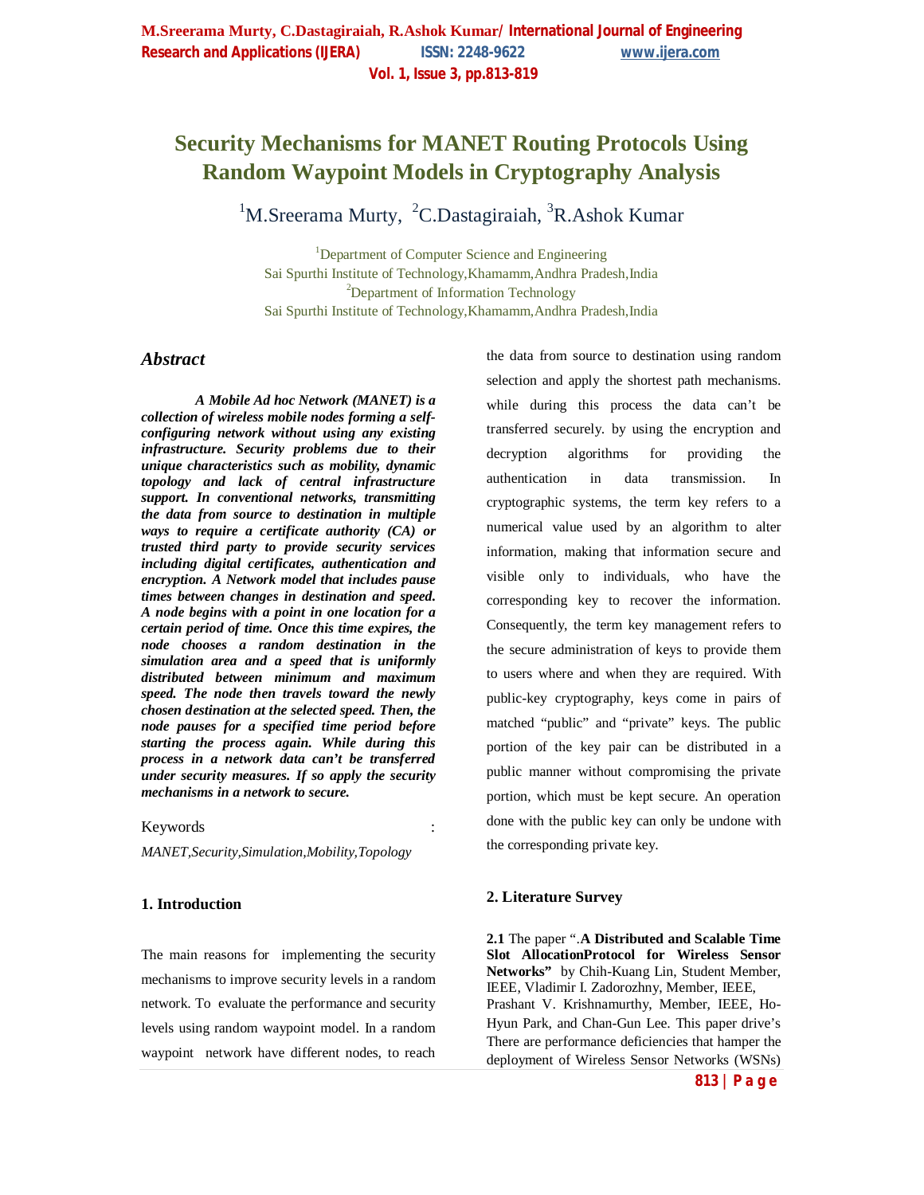# Security Mechanisms for MANET Routing Protocols Using Random Waypoint Models in Cryptography Analysis

[1]M.Sreerama Murty, [2]C.Dastagiraiah, [3]R.Ashok Kumar

[1]Department of Computer Science and Engineering
Sai Spurthi Institute of Technology,Khamamm,Andhra Pradesh,India
[2]Department of Information Technology
Sai Spurthi Institute of Technology,Khamamm,Andhra Pradesh,India

## *Abstract*

***A Mobile Ad hoc Network (MANET) is a collection of wireless mobile nodes forming a self-configuring network without using any existing infrastructure. Security problems due to their unique characteristics such as mobility, dynamic topology and lack of central infrastructure support. In conventional networks, transmitting the data from source to destination in multiple ways to require a certificate authority (CA) or trusted third party to provide security services including digital certificates, authentication and encryption. A Network model that includes pause times between changes in destination and speed. A node begins with a point in one location for a certain period of time. Once this time expires, the node chooses a random destination in the simulation area and a speed that is uniformly distributed between minimum and maximum speed. The node then travels toward the newly chosen destination at the selected speed. Then, the node pauses for a specified time period before starting the process again. While during this process in a network data can't be transferred under security measures. If so apply the security mechanisms in a network to secure.***

Keywords :
*MANET,Security,Simulation,Mobility,Topology*

### 1. Introduction

The main reasons for implementing the security mechanisms to improve security levels in a random network. To evaluate the performance and security levels using random waypoint model. In a random waypoint network have different nodes, to reach the data from source to destination using random selection and apply the shortest path mechanisms. while during this process the data can't be transferred securely. by using the encryption and decryption algorithms for providing the authentication in data transmission. In cryptographic systems, the term key refers to a numerical value used by an algorithm to alter information, making that information secure and visible only to individuals, who have the corresponding key to recover the information. Consequently, the term key management refers to the secure administration of keys to provide them to users where and when they are required. With public-key cryptography, keys come in pairs of matched "public" and "private" keys. The public portion of the key pair can be distributed in a public manner without compromising the private portion, which must be kept secure. An operation done with the public key can only be undone with the corresponding private key.

### 2. Literature Survey

**2.1** The paper ".**A Distributed and Scalable Time Slot AllocationProtocol for Wireless Sensor Networks"** by Chih-Kuang Lin, Student Member, IEEE, Vladimir I. Zadorozhny, Member, IEEE, Prashant V. Krishnamurthy, Member, IEEE, Ho-Hyun Park, and Chan-Gun Lee. This paper drive's There are performance deficiencies that hamper the deployment of Wireless Sensor Networks (WSNs)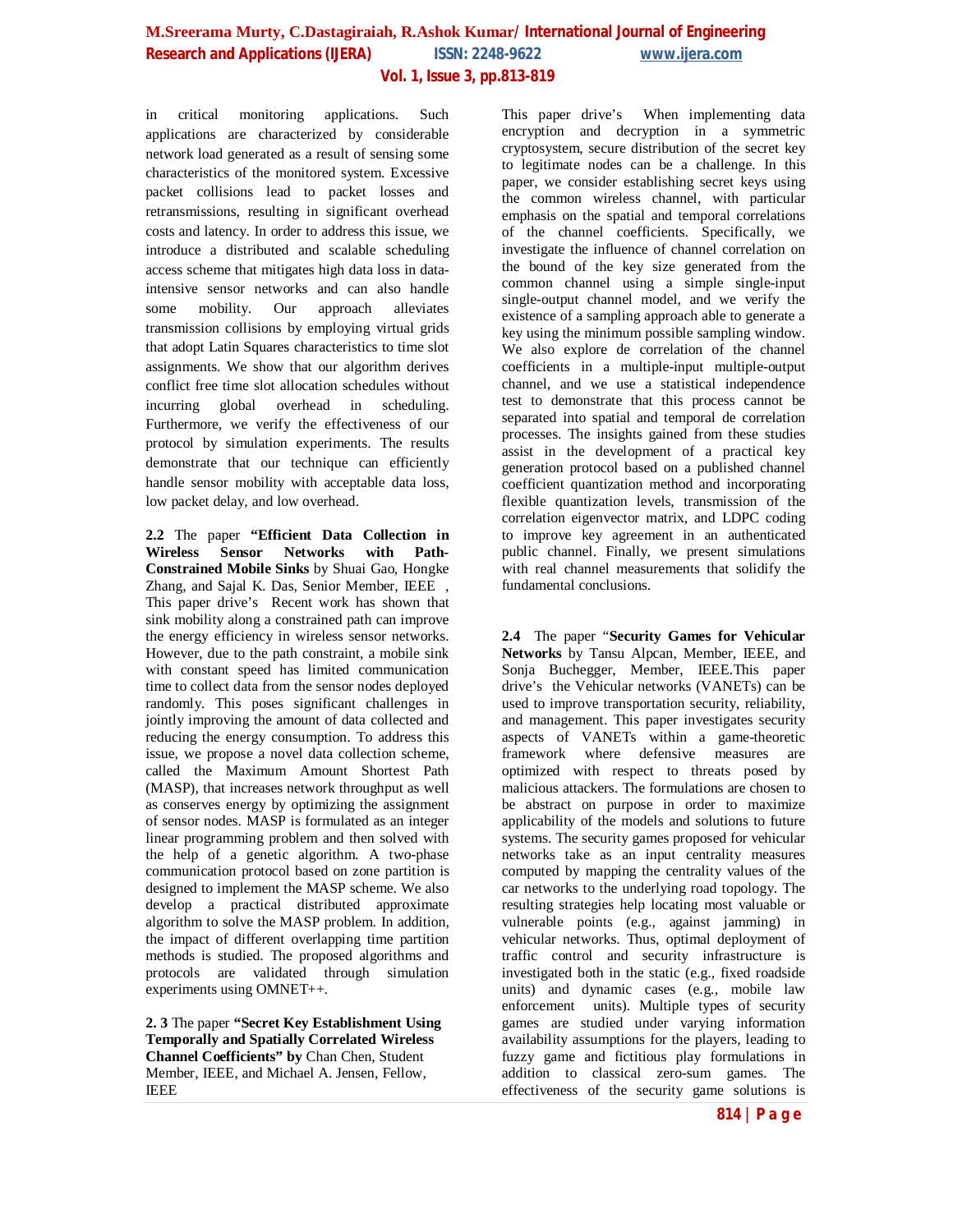in critical monitoring applications. Such applications are characterized by considerable network load generated as a result of sensing some characteristics of the monitored system. Excessive packet collisions lead to packet losses and retransmissions, resulting in significant overhead costs and latency. In order to address this issue, we introduce a distributed and scalable scheduling access scheme that mitigates high data loss in data-intensive sensor networks and can also handle some mobility. Our approach alleviates transmission collisions by employing virtual grids that adopt Latin Squares characteristics to time slot assignments. We show that our algorithm derives conflict free time slot allocation schedules without incurring global overhead in scheduling. Furthermore, we verify the effectiveness of our protocol by simulation experiments. The results demonstrate that our technique can efficiently handle sensor mobility with acceptable data loss, low packet delay, and low overhead.

**2.2** The paper **"Efficient Data Collection in Wireless Sensor Networks with Path-Constrained Mobile Sinks** by Shuai Gao, Hongke Zhang, and Sajal K. Das, Senior Member, IEEE , This paper drive's Recent work has shown that sink mobility along a constrained path can improve the energy efficiency in wireless sensor networks. However, due to the path constraint, a mobile sink with constant speed has limited communication time to collect data from the sensor nodes deployed randomly. This poses significant challenges in jointly improving the amount of data collected and reducing the energy consumption. To address this issue, we propose a novel data collection scheme, called the Maximum Amount Shortest Path (MASP), that increases network throughput as well as conserves energy by optimizing the assignment of sensor nodes. MASP is formulated as an integer linear programming problem and then solved with the help of a genetic algorithm. A two-phase communication protocol based on zone partition is designed to implement the MASP scheme. We also develop a practical distributed approximate algorithm to solve the MASP problem. In addition, the impact of different overlapping time partition methods is studied. The proposed algorithms and protocols are validated through simulation experiments using OMNET++.

**2. 3** The paper **"Secret Key Establishment Using Temporally and Spatially Correlated Wireless Channel Coefficients" by** Chan Chen, Student Member, IEEE, and Michael A. Jensen, Fellow, IEEE

This paper drive's When implementing data encryption and decryption in a symmetric cryptosystem, secure distribution of the secret key to legitimate nodes can be a challenge. In this paper, we consider establishing secret keys using the common wireless channel, with particular emphasis on the spatial and temporal correlations of the channel coefficients. Specifically, we investigate the influence of channel correlation on the bound of the key size generated from the common channel using a simple single-input single-output channel model, and we verify the existence of a sampling approach able to generate a key using the minimum possible sampling window. We also explore de correlation of the channel coefficients in a multiple-input multiple-output channel, and we use a statistical independence test to demonstrate that this process cannot be separated into spatial and temporal de correlation processes. The insights gained from these studies assist in the development of a practical key generation protocol based on a published channel coefficient quantization method and incorporating flexible quantization levels, transmission of the correlation eigenvector matrix, and LDPC coding to improve key agreement in an authenticated public channel. Finally, we present simulations with real channel measurements that solidify the fundamental conclusions.

**2.4** The paper "**Security Games for Vehicular Networks** by Tansu Alpcan, Member, IEEE, and Sonja Buchegger, Member, IEEE.This paper drive's the Vehicular networks (VANETs) can be used to improve transportation security, reliability, and management. This paper investigates security aspects of VANETs within a game-theoretic framework where defensive measures are optimized with respect to threats posed by malicious attackers. The formulations are chosen to be abstract on purpose in order to maximize applicability of the models and solutions to future systems. The security games proposed for vehicular networks take as an input centrality measures computed by mapping the centrality values of the car networks to the underlying road topology. The resulting strategies help locating most valuable or vulnerable points (e.g., against jamming) in vehicular networks. Thus, optimal deployment of traffic control and security infrastructure is investigated both in the static (e.g., fixed roadside units) and dynamic cases (e.g., mobile law enforcement units). Multiple types of security games are studied under varying information availability assumptions for the players, leading to fuzzy game and fictitious play formulations in addition to classical zero-sum games. The effectiveness of the security game solutions is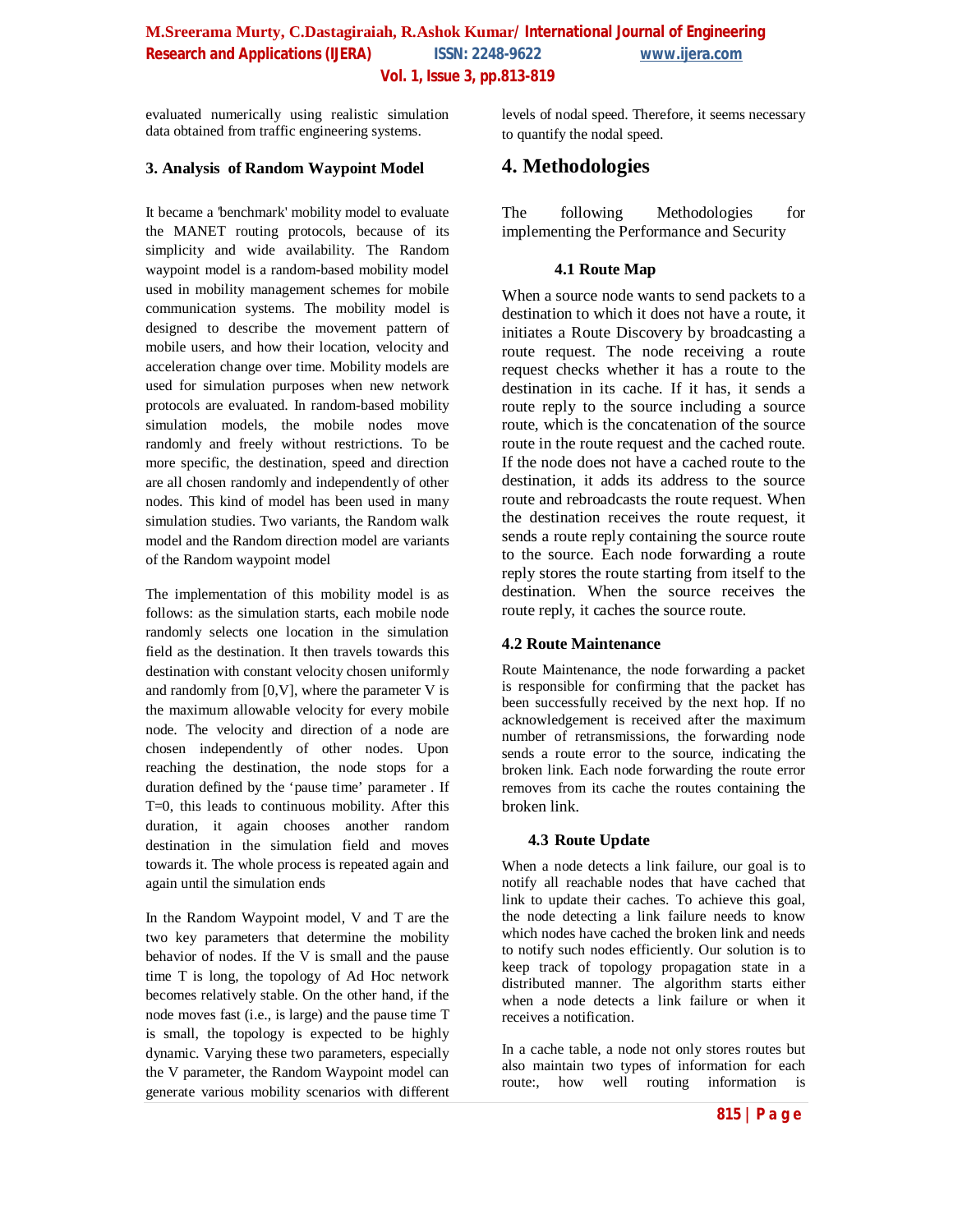evaluated numerically using realistic simulation data obtained from traffic engineering systems.

### 3. Analysis of Random Waypoint Model

It became a 'benchmark' mobility model to evaluate the MANET routing protocols, because of its simplicity and wide availability. The Random waypoint model is a random-based mobility model used in mobility management schemes for mobile communication systems. The mobility model is designed to describe the movement pattern of mobile users, and how their location, velocity and acceleration change over time. Mobility models are used for simulation purposes when new network protocols are evaluated. In random-based mobility simulation models, the mobile nodes move randomly and freely without restrictions. To be more specific, the destination, speed and direction are all chosen randomly and independently of other nodes. This kind of model has been used in many simulation studies. Two variants, the Random walk model and the Random direction model are variants of the Random waypoint model

The implementation of this mobility model is as follows: as the simulation starts, each mobile node randomly selects one location in the simulation field as the destination. It then travels towards this destination with constant velocity chosen uniformly and randomly from [0,V], where the parameter V is the maximum allowable velocity for every mobile node. The velocity and direction of a node are chosen independently of other nodes. Upon reaching the destination, the node stops for a duration defined by the 'pause time' parameter . If T=0, this leads to continuous mobility. After this duration, it again chooses another random destination in the simulation field and moves towards it. The whole process is repeated again and again until the simulation ends

In the Random Waypoint model, V and T are the two key parameters that determine the mobility behavior of nodes. If the V is small and the pause time T is long, the topology of Ad Hoc network becomes relatively stable. On the other hand, if the node moves fast (i.e., is large) and the pause time T is small, the topology is expected to be highly dynamic. Varying these two parameters, especially the V parameter, the Random Waypoint model can generate various mobility scenarios with different levels of nodal speed. Therefore, it seems necessary to quantify the nodal speed.

## 4. Methodologies

The following Methodologies for implementing the Performance and Security

### 4.1 Route Map

When a source node wants to send packets to a destination to which it does not have a route, it initiates a Route Discovery by broadcasting a route request. The node receiving a route request checks whether it has a route to the destination in its cache. If it has, it sends a route reply to the source including a source route, which is the concatenation of the source route in the route request and the cached route. If the node does not have a cached route to the destination, it adds its address to the source route and rebroadcasts the route request. When the destination receives the route request, it sends a route reply containing the source route to the source. Each node forwarding a route reply stores the route starting from itself to the destination. When the source receives the route reply, it caches the source route.

### 4.2 Route Maintenance

Route Maintenance, the node forwarding a packet is responsible for confirming that the packet has been successfully received by the next hop. If no acknowledgement is received after the maximum number of retransmissions, the forwarding node sends a route error to the source, indicating the broken link. Each node forwarding the route error removes from its cache the routes containing the broken link.

### 4.3 Route Update

When a node detects a link failure, our goal is to notify all reachable nodes that have cached that link to update their caches. To achieve this goal, the node detecting a link failure needs to know which nodes have cached the broken link and needs to notify such nodes efficiently. Our solution is to keep track of topology propagation state in a distributed manner. The algorithm starts either when a node detects a link failure or when it receives a notification.

In a cache table, a node not only stores routes but also maintain two types of information for each route:, how well routing information is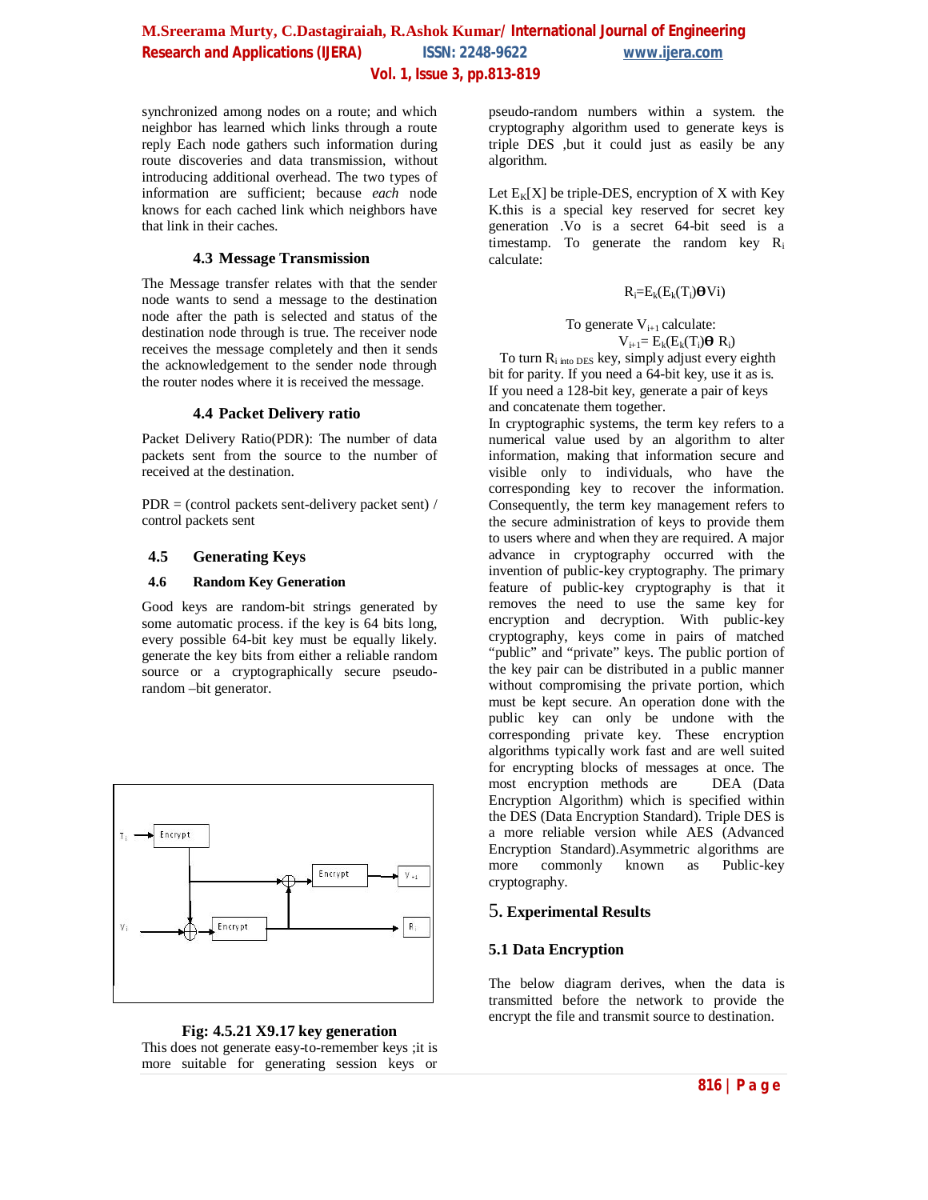synchronized among nodes on a route; and which neighbor has learned which links through a route reply Each node gathers such information during route discoveries and data transmission, without introducing additional overhead. The two types of information are sufficient; because *each* node knows for each cached link which neighbors have that link in their caches.

### 4.3 Message Transmission

The Message transfer relates with that the sender node wants to send a message to the destination node after the path is selected and status of the destination node through is true. The receiver node receives the message completely and then it sends the acknowledgement to the sender node through the router nodes where it is received the message.

### 4.4 Packet Delivery ratio

Packet Delivery Ratio(PDR): The number of data packets sent from the source to the number of received at the destination.

PDR = (control packets sent-delivery packet sent) / control packets sent

### 4.5 Generating Keys

#### 4.6 Random Key Generation

Good keys are random-bit strings generated by some automatic process. if the key is 64 bits long, every possible 64-bit key must be equally likely. generate the key bits from either a reliable random source or a cryptographically secure pseudo-random –bit generator.

**Fig: 4.5.21 X9.17 key generation**

This does not generate easy-to-remember keys ;it is more suitable for generating session keys or pseudo-random numbers within a system. the cryptography algorithm used to generate keys is triple DES ,but it could just as easily be any algorithm.

Let $E_K[X]$ be triple-DES, encryption of X with Key K.this is a special key reserved for secret key generation .Vo is a secret 64-bit seed is a timestamp. To generate the random key $R_i$ calculate:

$$R_i=E_k(E_k(T_i)\oplus V_i)$$

To generate $V_{i+1}$ calculate:

$$V_{i+1}= E_k(E_k(T_i)\oplus R_i)$$

To turn $R_i$ into DES key, simply adjust every eighth bit for parity. If you need a 64-bit key, use it as is. If you need a 128-bit key, generate a pair of keys and concatenate them together.

In cryptographic systems, the term key refers to a numerical value used by an algorithm to alter information, making that information secure and visible only to individuals, who have the corresponding key to recover the information. Consequently, the term key management refers to the secure administration of keys to provide them to users where and when they are required. A major advance in cryptography occurred with the invention of public-key cryptography. The primary feature of public-key cryptography is that it removes the need to use the same key for encryption and decryption. With public-key cryptography, keys come in pairs of matched "public" and "private" keys. The public portion of the key pair can be distributed in a public manner without compromising the private portion, which must be kept secure. An operation done with the public key can only be undone with the corresponding private key. These encryption algorithms typically work fast and are well suited for encrypting blocks of messages at once. The most encryption methods are DEA (Data Encryption Algorithm) which is specified within the DES (Data Encryption Standard). Triple DES is a more reliable version while AES (Advanced Encryption Standard).Asymmetric algorithms are more commonly known as Public-key cryptography.

## 5. Experimental Results

### 5.1 Data Encryption

The below diagram derives, when the data is transmitted before the network to provide the encrypt the file and transmit source to destination.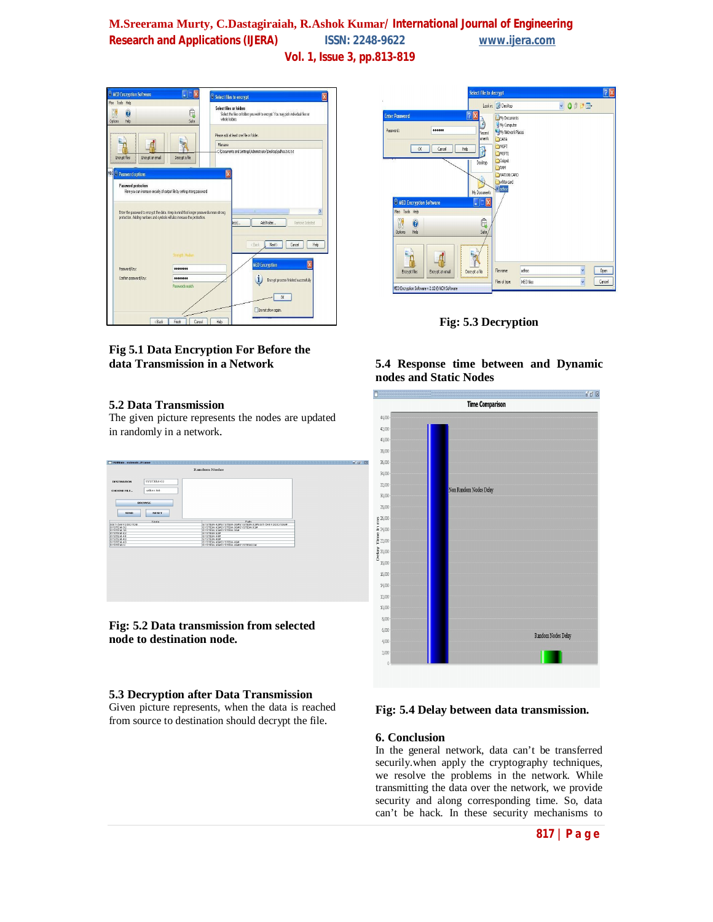Fig 5.1 Data Encryption For Before the data Transmission in a Network

### 5.2 Data Transmission

The given picture represents the nodes are updated in randomly in a network.

Fig: 5.2 Data transmission from selected node to destination node.

### 5.3 Decryption after Data Transmission

Given picture represents, when the data is reached from source to destination should decrypt the file.

Fig: 5.3 Decryption

### 5.4 Response time between and Dynamic nodes and Static Nodes

Fig: 5.4 Delay between data transmission.

## 6. Conclusion

In the general network, data can't be transferred securily.when apply the cryptography techniques, we resolve the problems in the network. While transmitting the data over the network, we provide security and along corresponding time. So, data can't be hack. In these security mechanisms to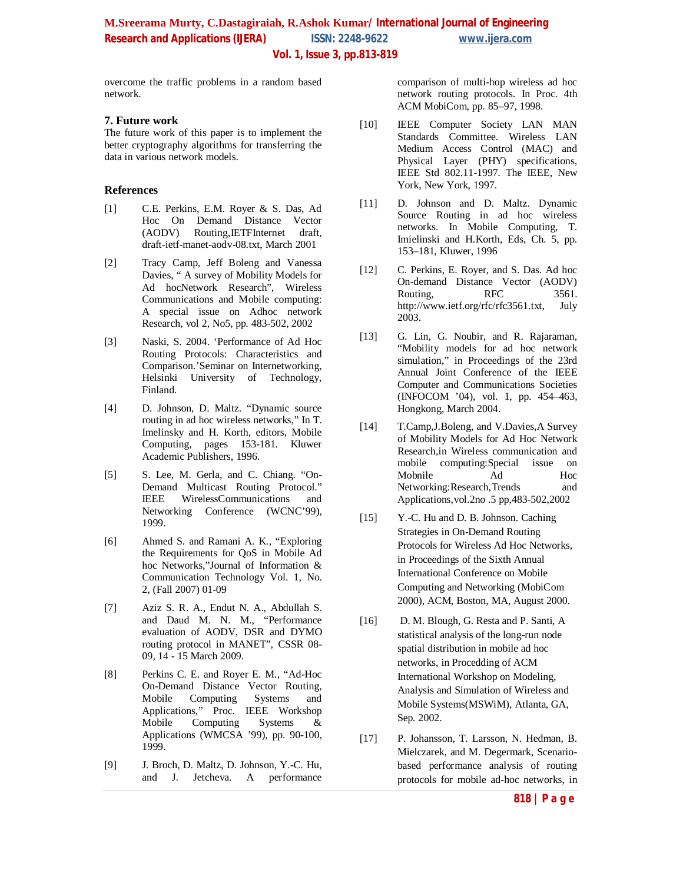overcome the traffic problems in a random based network.

### 7. Future work

The future work of this paper is to implement the better cryptography algorithms for transferring the data in various network models.

### References

[1] C.E. Perkins, E.M. Royer & S. Das, Ad Hoc On Demand Distance Vector (AODV) Routing,IETFInternet draft, draft-ietf-manet-aodv-08.txt, March 2001

[2] Tracy Camp, Jeff Boleng and Vanessa Davies, " A survey of Mobility Models for Ad hocNetwork Research", Wireless Communications and Mobile computing: A special issue on Adhoc network Research, vol 2, No5, pp. 483-502, 2002

[3] Naski, S. 2004. 'Performance of Ad Hoc Routing Protocols: Characteristics and Comparison.'Seminar on Internetworking, Helsinki University of Technology, Finland.

[4] D. Johnson, D. Maltz. "Dynamic source routing in ad hoc wireless networks," In T. Imelinsky and H. Korth, editors, Mobile Computing, pages 153-181. Kluwer Academic Publishers, 1996.

[5] S. Lee, M. Gerla, and C. Chiang. "On-Demand Multicast Routing Protocol." IEEE WirelessCommunications and Networking Conference (WCNC'99), 1999.

[6] Ahmed S. and Ramani A. K., "Exploring the Requirements for QoS in Mobile Ad hoc Networks,"Journal of Information & Communication Technology Vol. 1, No. 2, (Fall 2007) 01-09

[7] Aziz S. R. A., Endut N. A., Abdullah S. and Daud M. N. M., "Performance evaluation of AODV, DSR and DYMO routing protocol in MANET", CSSR 08-09, 14 - 15 March 2009.

[8] Perkins C. E. and Royer E. M., "Ad-Hoc On-Demand Distance Vector Routing, Mobile Computing Systems and Applications," Proc. IEEE Workshop Mobile Computing Systems & Applications (WMCSA '99), pp. 90-100, 1999.

[9] J. Broch, D. Maltz, D. Johnson, Y.-C. Hu, and J. Jetcheva. A performance comparison of multi-hop wireless ad hoc network routing protocols. In Proc. 4th ACM MobiCom, pp. 85–97, 1998.

[10] IEEE Computer Society LAN MAN Standards Committee. Wireless LAN Medium Access Control (MAC) and Physical Layer (PHY) specifications, IEEE Std 802.11-1997. The IEEE, New York, New York, 1997.

[11] D. Johnson and D. Maltz. Dynamic Source Routing in ad hoc wireless networks. In Mobile Computing, T. Imielinski and H.Korth, Eds, Ch. 5, pp. 153–181, Kluwer, 1996

[12] C. Perkins, E. Royer, and S. Das. Ad hoc On-demand Distance Vector (AODV) Routing, RFC 3561. http://www.ietf.org/rfc/rfc3561.txt, July 2003.

[13] G. Lin, G. Noubir, and R. Rajaraman, "Mobility models for ad hoc network simulation," in Proceedings of the 23rd Annual Joint Conference of the IEEE Computer and Communications Societies (INFOCOM '04), vol. 1, pp. 454–463, Hongkong, March 2004.

[14] T.Camp,J.Boleng, and V.Davies,A Survey of Mobility Models for Ad Hoc Network Research,in Wireless communication and mobile computing:Special issue on Mobnile Ad Hoc Networking:Research,Trends and Applications,vol.2no .5 pp,483-502,2002

[15] Y.-C. Hu and D. B. Johnson. Caching Strategies in On-Demand Routing Protocols for Wireless Ad Hoc Networks, in Proceedings of the Sixth Annual International Conference on Mobile Computing and Networking (MobiCom 2000), ACM, Boston, MA, August 2000.

[16] D. M. Blough, G. Resta and P. Santi, A statistical analysis of the long-run node spatial distribution in mobile ad hoc networks, in Procedding of ACM International Workshop on Modeling, Analysis and Simulation of Wireless and Mobile Systems(MSWiM), Atlanta, GA, Sep. 2002.

[17] P. Johansson, T. Larsson, N. Hedman, B. Mielczarek, and M. Degermark, Scenario-based performance analysis of routing protocols for mobile ad-hoc networks, in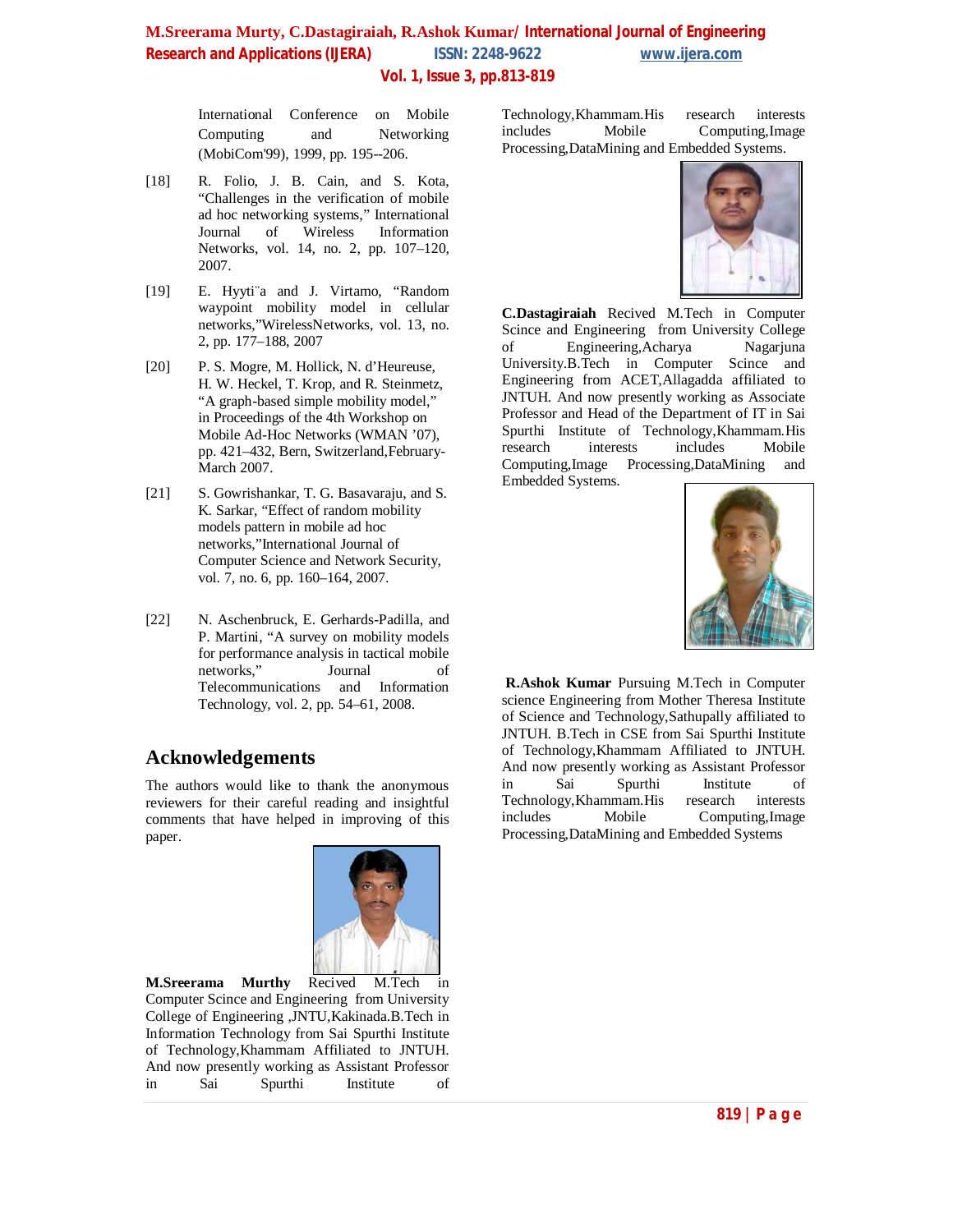International Conference on Mobile Computing and Networking (MobiCom'99), 1999, pp. 195--206.

[18] R. Folio, J. B. Cain, and S. Kota, “Challenges in the verification of mobile ad hoc networking systems,” International Journal of Wireless Information Networks, vol. 14, no. 2, pp. 107–120, 2007.

[19] E. Hyyti¨a and J. Virtamo, “Random waypoint mobility model in cellular networks,”WirelessNetworks, vol. 13, no. 2, pp. 177–188, 2007

[20] P. S. Mogre, M. Hollick, N. d'Heureuse, H. W. Heckel, T. Krop, and R. Steinmetz, “A graph-based simple mobility model,” in Proceedings of the 4th Workshop on Mobile Ad-Hoc Networks (WMAN '07), pp. 421–432, Bern, Switzerland,February-March 2007.

[21] S. Gowrishankar, T. G. Basavaraju, and S. K. Sarkar, “Effect of random mobility models pattern in mobile ad hoc networks,”International Journal of Computer Science and Network Security, vol. 7, no. 6, pp. 160–164, 2007.

[22] N. Aschenbruck, E. Gerhards-Padilla, and P. Martini, “A survey on mobility models for performance analysis in tactical mobile networks,” Journal of Telecommunications and Information Technology, vol. 2, pp. 54–61, 2008.

## Acknowledgements

The authors would like to thank the anonymous reviewers for their careful reading and insightful comments that have helped in improving of this paper.

**M.Sreerama Murthy** Recived M.Tech in Computer Scince and Engineering from University College of Engineering ,JNTU,Kakinada.B.Tech in Information Technology from Sai Spurthi Institute of Technology,Khammam Affiliated to JNTUH. And now presently working as Assistant Professor in Sai Spurthi Institute of Technology,Khammam.His research interests includes Mobile Computing,Image Processing,DataMining and Embedded Systems.

**C.Dastagiraiah** Recived M.Tech in Computer Scince and Engineering from University College of Engineering,Acharya Nagarjuna University.B.Tech in Computer Scince and Engineering from ACET,Allagadda affiliated to JNTUH. And now presently working as Associate Professor and Head of the Department of IT in Sai Spurthi Institute of Technology,Khammam.His research interests includes Mobile Computing,Image Processing,DataMining and Embedded Systems.

**R.Ashok Kumar** Pursuing M.Tech in Computer science Engineering from Mother Theresa Institute of Science and Technology,Sathupally affiliated to JNTUH. B.Tech in CSE from Sai Spurthi Institute of Technology,Khammam Affiliated to JNTUH. And now presently working as Assistant Professor in Sai Spurthi Institute of Technology,Khammam.His research interests includes Mobile Computing,Image Processing,DataMining and Embedded Systems